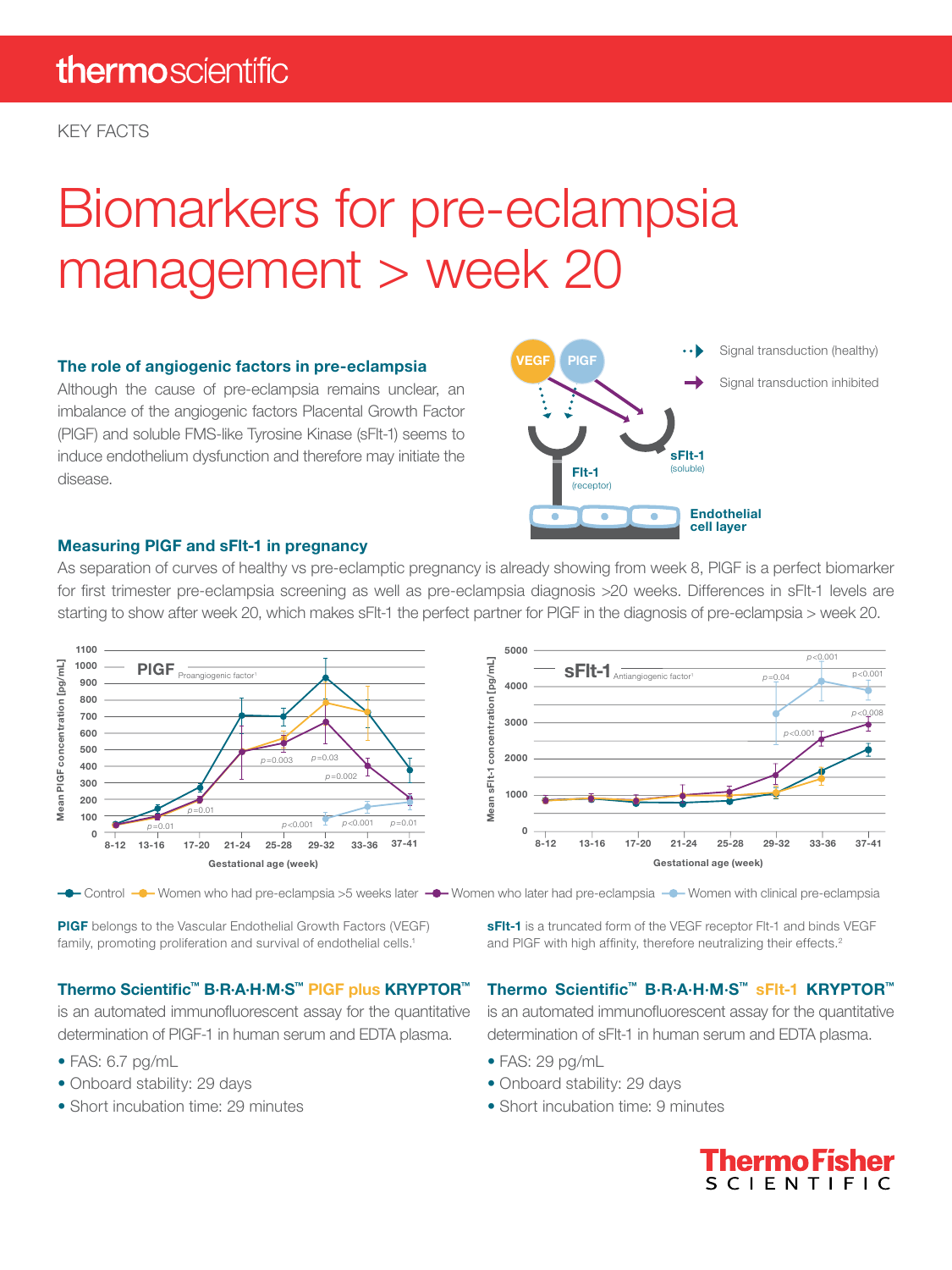KEY FACTS

# Biomarkers for pre-eclampsia management > week 20

### The role of angiogenic factors in pre-eclampsia

Although the cause of pre-eclampsia remains unclear, an imbalance of the angiogenic factors Placental Growth Factor (PlGF) and soluble FMS-like Tyrosine Kinase (sFlt-1) seems to induce endothelium dysfunction and therefore may initiate the disease.

### Measuring PlGF and sFlt-1 in pregnancy

As separation of curves of healthy vs pre-eclamptic pregnancy is already showing from week 8, PlGF is a perfect biomarker for first trimester pre-eclampsia screening as well as pre-eclampsia diagnosis >20 weeks. Differences in sFlt-1 levels are starting to show after week 20, which makes sFlt-1 the perfect partner for PlGF in the diagnosis of pre-eclampsia > week 20.

Control — Women who had pre-eclampsia >5 weeks later — Women who later had pre-eclampsia — Women with clinical pre-eclampsia

**PlGF** belongs to the Vascular Endothelial Growth Factors (VEGF) family, promoting proliferation and survival of endothelial cells.[1]

**sFlt-1** is a truncated form of the VEGF receptor Flt-1 and binds VEGF and PlGF with high affinity, therefore neutralizing their effects.[2]

### Thermo Scientific™ B·R·A·H·M·S™ PlGF plus KRYPTOR™

is an automated immunofluorescent assay for the quantitative determination of PlGF-1 in human serum and EDTA plasma.

- FAS: 6.7 pg/mL
- Onboard stability: 29 days
- Short incubation time: 29 minutes

### Thermo Scientific™ B·R·A·H·M·S™ sFlt-1 KRYPTOR™

is an automated immunofluorescent assay for the quantitative determination of sFlt-1 in human serum and EDTA plasma.

- FAS: 29 pg/mL
- Onboard stability: 29 days
- Short incubation time: 9 minutes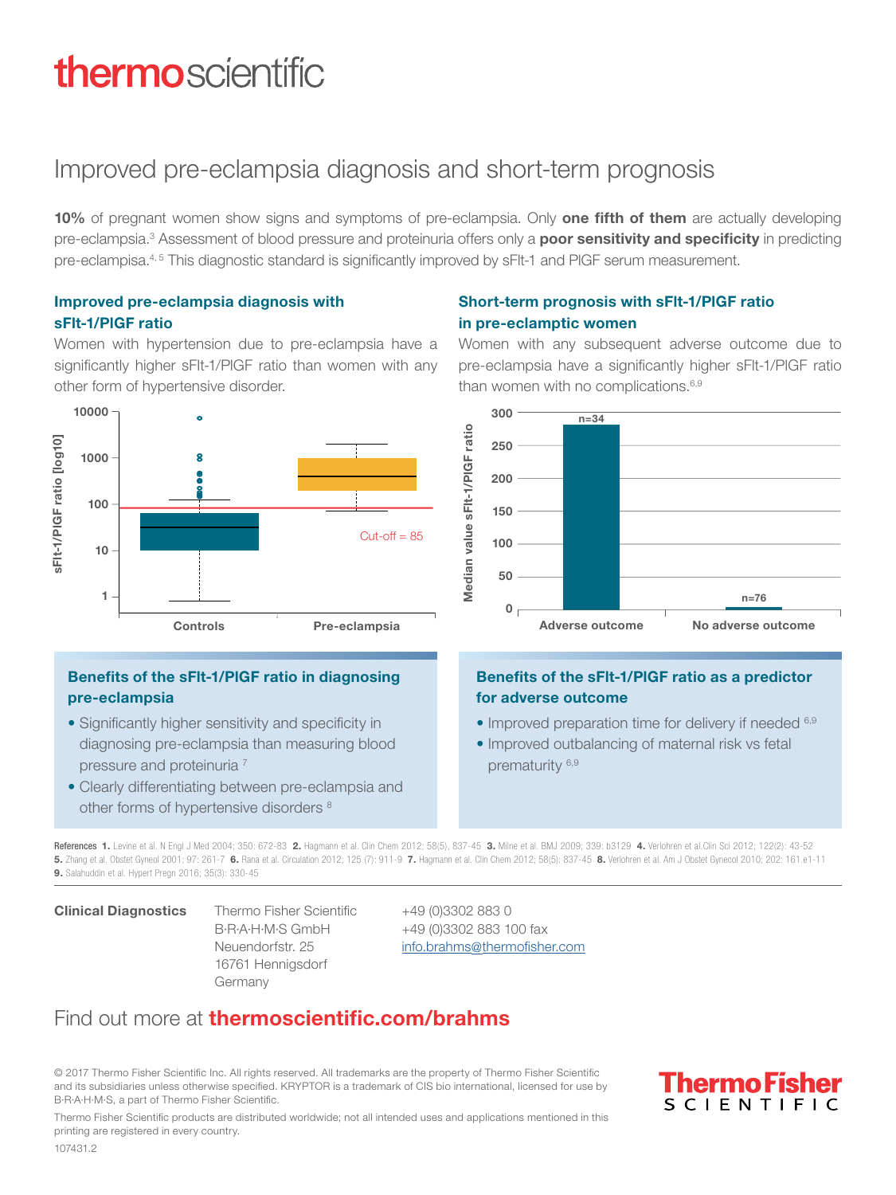# Improved pre-eclampsia diagnosis and short-term prognosis

**10%** of pregnant women show signs and symptoms of pre-eclampsia. Only **one fifth of them** are actually developing pre-eclampsia.[3] Assessment of blood pressure and proteinuria offers only a **poor sensitivity and specificity** in predicting pre-eclampsia.[4, 5] This diagnostic standard is significantly improved by sFlt-1 and PlGF serum measurement.

### Improved pre-eclampsia diagnosis with sFlt-1/PlGF ratio

Women with hypertension due to pre-eclampsia have a significantly higher sFlt-1/PlGF ratio than women with any other form of hypertensive disorder.

sFlt-1/PlGF ratio [log10]
10000
1000
100
10
1
Cut-off = 85
Controls
Pre-eclampsia

### Short-term prognosis with sFlt-1/PlGF ratio in pre-eclamptic women

Women with any subsequent adverse outcome due to pre-eclampsia have a significantly higher sFlt-1/PlGF ratio than women with no complications.[6,9]

Median value sFlt-1/PlGF ratio
300
250
200
150
100
50
0
n=34
n=76
Adverse outcome
No adverse outcome

### Benefits of the sFlt-1/PlGF ratio in diagnosing pre-eclampsia

- Significantly higher sensitivity and specificity in diagnosing pre-eclampsia than measuring blood pressure and proteinuria [7]
- Clearly differentiating between pre-eclampsia and other forms of hypertensive disorders [8]

### Benefits of the sFlt-1/PlGF ratio as a predictor for adverse outcome

- Improved preparation time for delivery if needed [6,9]
- Improved outbalancing of maternal risk vs fetal prematurity [6,9]

**References** **1.** Levine et al. N Engl J Med 2004; 350: 672-83 **2.** Hagmann et al. Clin Chem 2012; 58(5), 837-45 **3.** Milne et al. BMJ 2009; 339: b3129 **4.** Verlohren et al.Clin Sci 2012; 122(2): 43-52 **5.** Zhang et al. Obstet Gyneol 2001; 97: 261-7 **6.** Rana et al. Circulation 2012; 125 (7): 911-9 **7.** Hagmann et al. Clin Chem 2012; 58(5): 837-45 **8.** Verlohren et al. Am J Obstet Gynecol 2010; 202: 161.e1-11 **9.** Salahuddin et al. Hypert Pregn 2016; 35(3): 330-45

**Clinical Diagnostics**

Thermo Fisher Scientific
B·R·A·H·M·S GmbH
Neuendorfstr. 25
16761 Hennigsdorf
Germany

+49 (0)3302 883 0
+49 (0)3302 883 100 fax
info.brahms@thermofisher.com

## Find out more at **thermoscientific.com/brahms**

© 2017 Thermo Fisher Scientific Inc. All rights reserved. All trademarks are the property of Thermo Fisher Scientific and its subsidiaries unless otherwise specified. KRYPTOR is a trademark of CIS bio international, licensed for use by B·R·A·H·M·S, a part of Thermo Fisher Scientific.

Thermo Fisher Scientific products are distributed worldwide; not all intended uses and applications mentioned in this printing are registered in every country.

107431.2